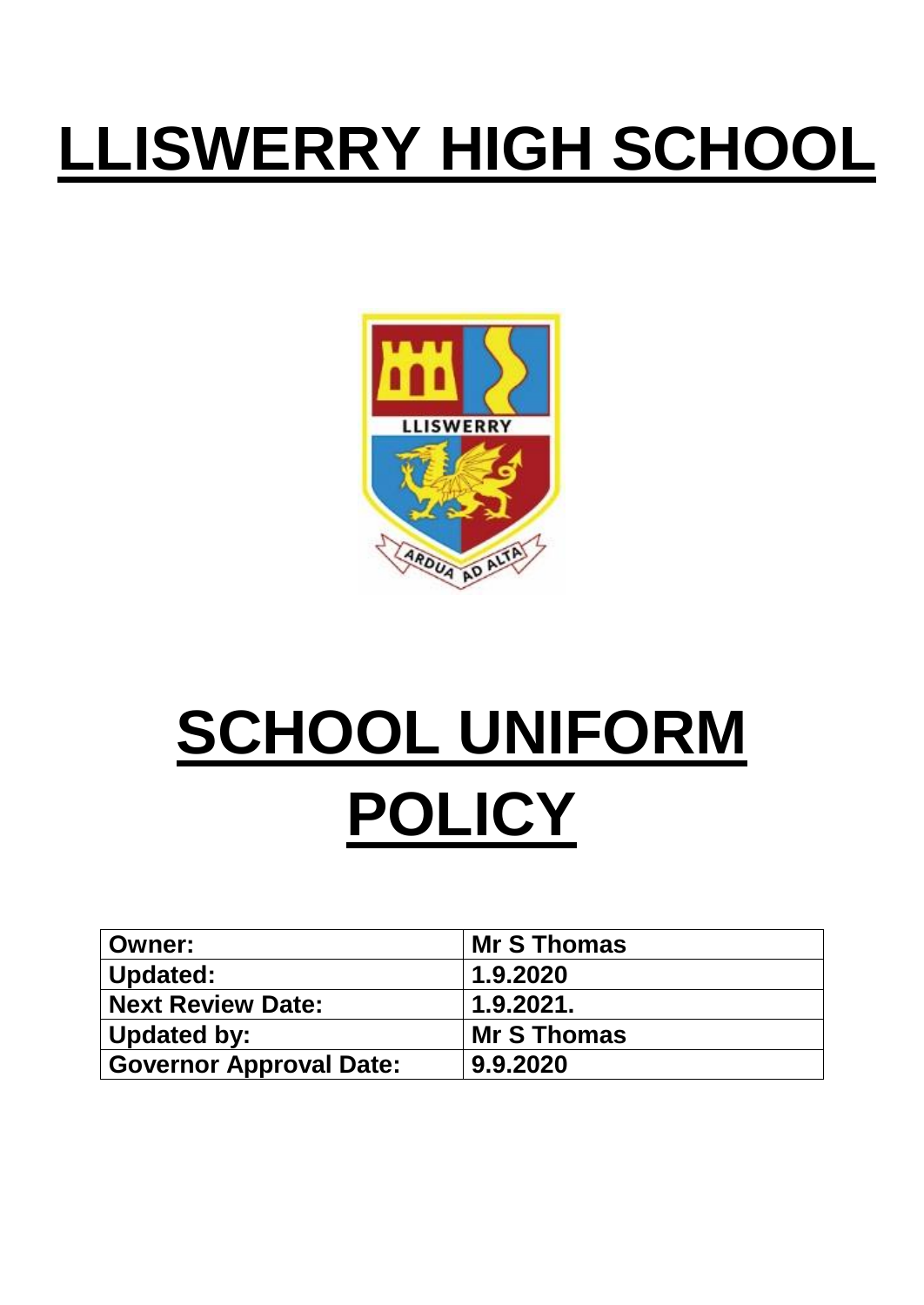# LLISWERRY HIGH SCHOOL

# SCHOOL UNIFORM POLICY

| | |
|---|---|
| **Owner:** | **Mr S Thomas** |
| **Updated:** | **1.9.2020** |
| **Next Review Date:** | **1.9.2021.** |
| **Updated by:** | **Mr S Thomas** |
| **Governor Approval Date:** | **9.9.2020** |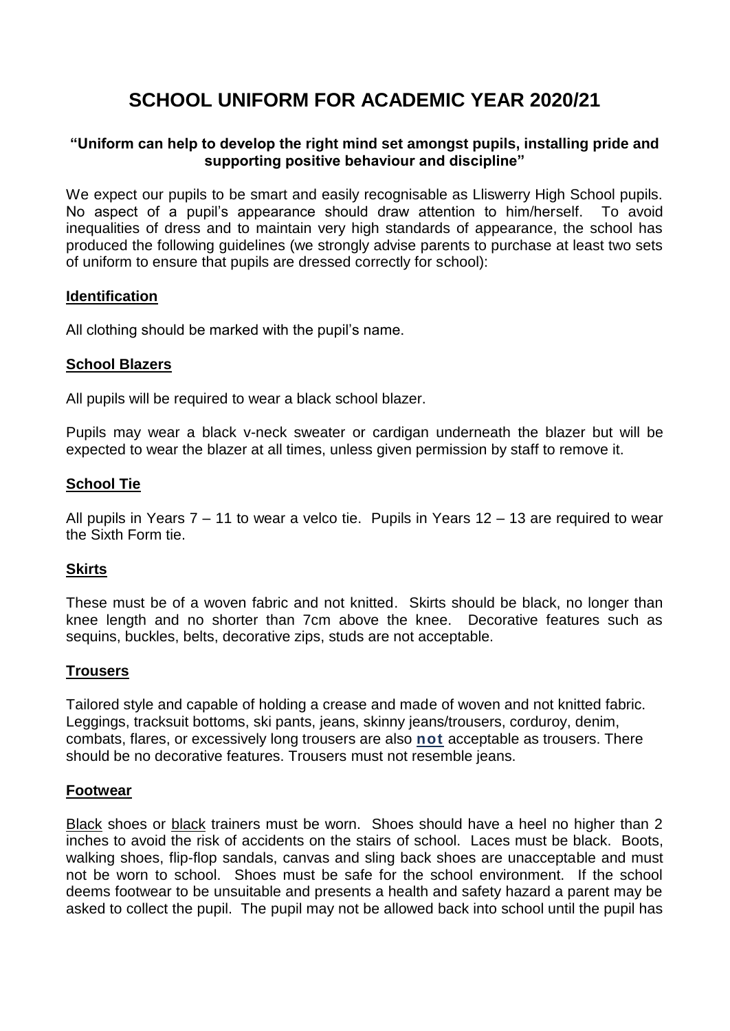# SCHOOL UNIFORM FOR ACADEMIC YEAR 2020/21

**"Uniform can help to develop the right mind set amongst pupils, installing pride and supporting positive behaviour and discipline"**

We expect our pupils to be smart and easily recognisable as Lliswerry High School pupils. No aspect of a pupil's appearance should draw attention to him/herself. To avoid inequalities of dress and to maintain very high standards of appearance, the school has produced the following guidelines (we strongly advise parents to purchase at least two sets of uniform to ensure that pupils are dressed correctly for school):

## Identification

All clothing should be marked with the pupil's name.

## School Blazers

All pupils will be required to wear a black school blazer.

Pupils may wear a black v-neck sweater or cardigan underneath the blazer but will be expected to wear the blazer at all times, unless given permission by staff to remove it.

## School Tie

All pupils in Years 7 – 11 to wear a velco tie. Pupils in Years 12 – 13 are required to wear the Sixth Form tie.

## Skirts

These must be of a woven fabric and not knitted. Skirts should be black, no longer than knee length and no shorter than 7cm above the knee. Decorative features such as sequins, buckles, belts, decorative zips, studs are not acceptable.

## Trousers

Tailored style and capable of holding a crease and made of woven and not knitted fabric. Leggings, tracksuit bottoms, ski pants, jeans, skinny jeans/trousers, corduroy, denim, combats, flares, or excessively long trousers are also **not** acceptable as trousers. There should be no decorative features. Trousers must not resemble jeans.

## Footwear

Black shoes or black trainers must be worn. Shoes should have a heel no higher than 2 inches to avoid the risk of accidents on the stairs of school. Laces must be black. Boots, walking shoes, flip-flop sandals, canvas and sling back shoes are unacceptable and must not be worn to school. Shoes must be safe for the school environment. If the school deems footwear to be unsuitable and presents a health and safety hazard a parent may be asked to collect the pupil. The pupil may not be allowed back into school until the pupil has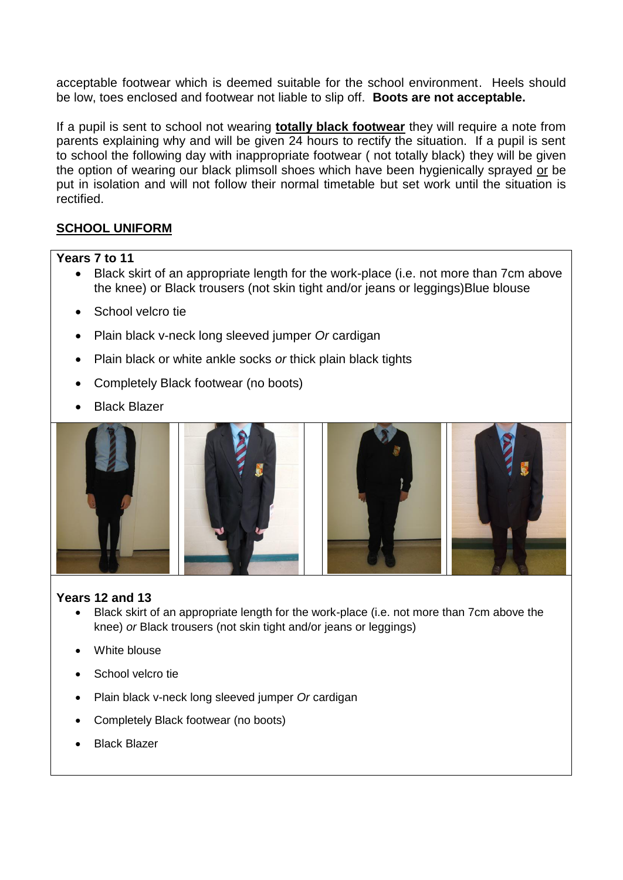acceptable footwear which is deemed suitable for the school environment. Heels should be low, toes enclosed and footwear not liable to slip off. **Boots are not acceptable.**

If a pupil is sent to school not wearing **totally black footwear** they will require a note from parents explaining why and will be given 24 hours to rectify the situation. If a pupil is sent to school the following day with inappropriate footwear ( not totally black) they will be given the option of wearing our black plimsoll shoes which have been hygienically sprayed or be put in isolation and will not follow their normal timetable but set work until the situation is rectified.

## SCHOOL UNIFORM

**Years 7 to 11**

- Black skirt of an appropriate length for the work-place (i.e. not more than 7cm above the knee) or Black trousers (not skin tight and/or jeans or leggings)Blue blouse
- School velcro tie
- Plain black v-neck long sleeved jumper *Or* cardigan
- Plain black or white ankle socks *or* thick plain black tights
- Completely Black footwear (no boots)
- Black Blazer

**Years 12 and 13**

- Black skirt of an appropriate length for the work-place (i.e. not more than 7cm above the knee) *or* Black trousers (not skin tight and/or jeans or leggings)
- White blouse
- School velcro tie
- Plain black v-neck long sleeved jumper *Or* cardigan
- Completely Black footwear (no boots)
- Black Blazer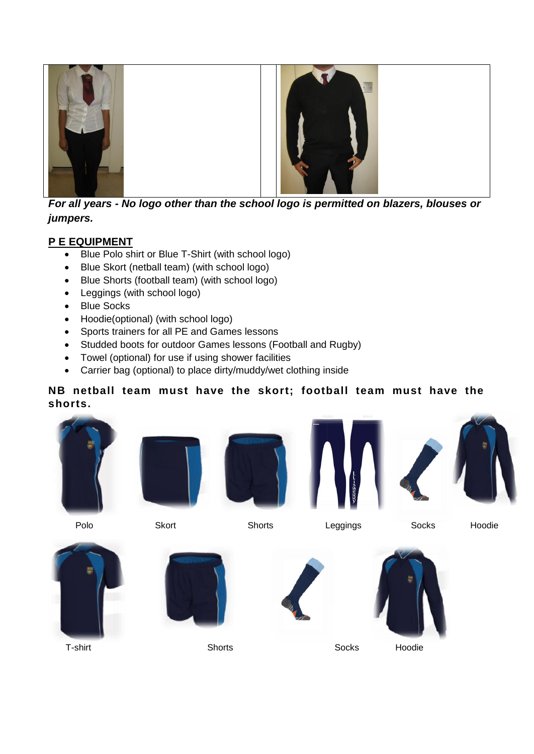***For all years - No logo other than the school logo is permitted on blazers, blouses or jumpers.***

## P E EQUIPMENT

- Blue Polo shirt or Blue T-Shirt (with school logo)
- Blue Skort (netball team) (with school logo)
- Blue Shorts (football team) (with school logo)
- Leggings (with school logo)
- Blue Socks
- Hoodie(optional) (with school logo)
- Sports trainers for all PE and Games lessons
- Studded boots for outdoor Games lessons (Football and Rugby)
- Towel (optional) for use if using shower facilities
- Carrier bag (optional) to place dirty/muddy/wet clothing inside

**NB netball team must have the skort; football team must have the shorts.**

Polo

Skort

Shorts

Leggings

Socks

Hoodie

T-shirt

Shorts

Socks

Hoodie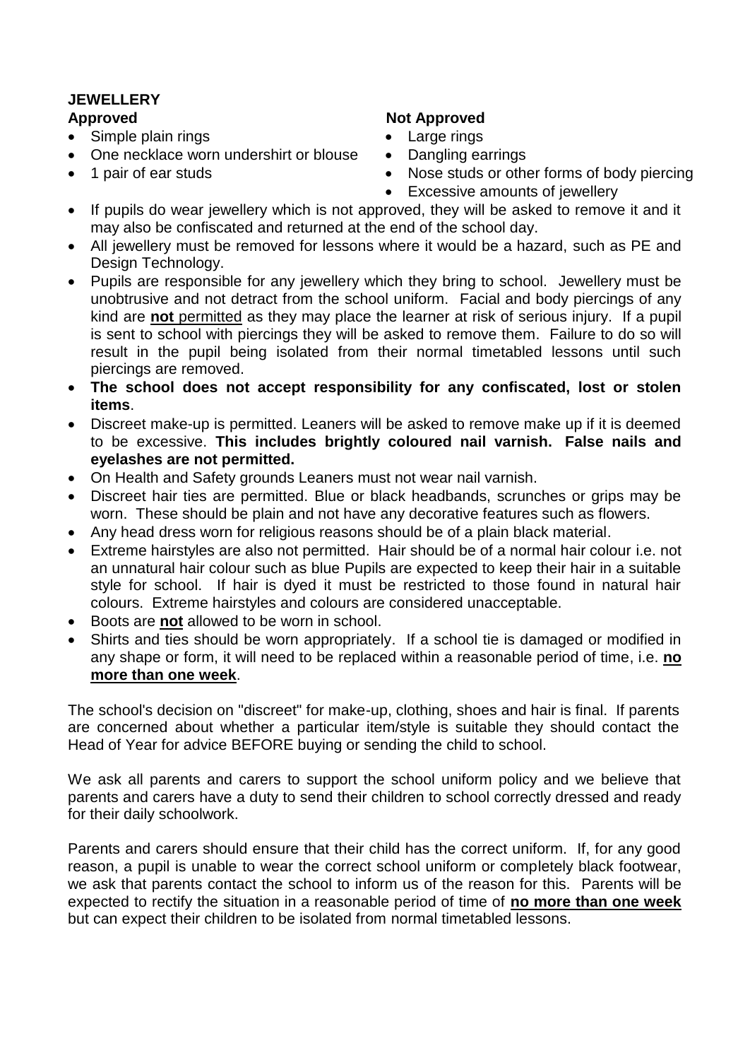**JEWELLERY**

**Approved**

- Simple plain rings
- One necklace worn undershirt or blouse
- 1 pair of ear studs

**Not Approved**

- Large rings
- Dangling earrings
- Nose studs or other forms of body piercing
- Excessive amounts of jewellery

- If pupils do wear jewellery which is not approved, they will be asked to remove it and it may also be confiscated and returned at the end of the school day.
- All jewellery must be removed for lessons where it would be a hazard, such as PE and Design Technology.
- Pupils are responsible for any jewellery which they bring to school. Jewellery must be unobtrusive and not detract from the school uniform. Facial and body piercings of any kind are **not** permitted as they may place the learner at risk of serious injury. If a pupil is sent to school with piercings they will be asked to remove them. Failure to do so will result in the pupil being isolated from their normal timetabled lessons until such piercings are removed.
- **The school does not accept responsibility for any confiscated, lost or stolen items**.
- Discreet make-up is permitted. Leaners will be asked to remove make up if it is deemed to be excessive. **This includes brightly coloured nail varnish. False nails and eyelashes are not permitted.**
- On Health and Safety grounds Leaners must not wear nail varnish.
- Discreet hair ties are permitted. Blue or black headbands, scrunches or grips may be worn. These should be plain and not have any decorative features such as flowers.
- Any head dress worn for religious reasons should be of a plain black material.
- Extreme hairstyles are also not permitted. Hair should be of a normal hair colour i.e. not an unnatural hair colour such as blue Pupils are expected to keep their hair in a suitable style for school. If hair is dyed it must be restricted to those found in natural hair colours. Extreme hairstyles and colours are considered unacceptable.
- Boots are **not** allowed to be worn in school.
- Shirts and ties should be worn appropriately. If a school tie is damaged or modified in any shape or form, it will need to be replaced within a reasonable period of time, i.e. **no more than one week**.

The school's decision on "discreet" for make-up, clothing, shoes and hair is final. If parents are concerned about whether a particular item/style is suitable they should contact the Head of Year for advice BEFORE buying or sending the child to school.

We ask all parents and carers to support the school uniform policy and we believe that parents and carers have a duty to send their children to school correctly dressed and ready for their daily schoolwork.

Parents and carers should ensure that their child has the correct uniform. If, for any good reason, a pupil is unable to wear the correct school uniform or completely black footwear, we ask that parents contact the school to inform us of the reason for this. Parents will be expected to rectify the situation in a reasonable period of time of **no more than one week** but can expect their children to be isolated from normal timetabled lessons.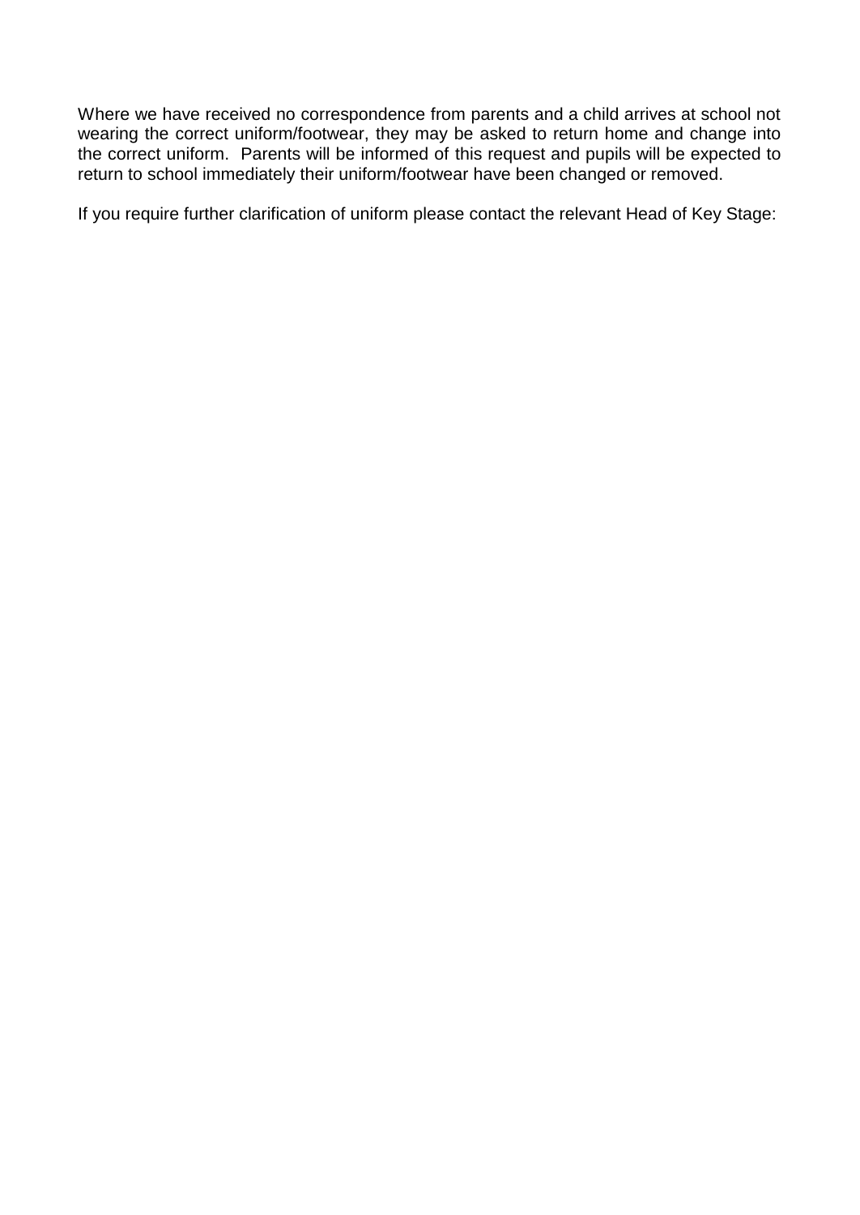Where we have received no correspondence from parents and a child arrives at school not wearing the correct uniform/footwear, they may be asked to return home and change into the correct uniform. Parents will be informed of this request and pupils will be expected to return to school immediately their uniform/footwear have been changed or removed.

If you require further clarification of uniform please contact the relevant Head of Key Stage: